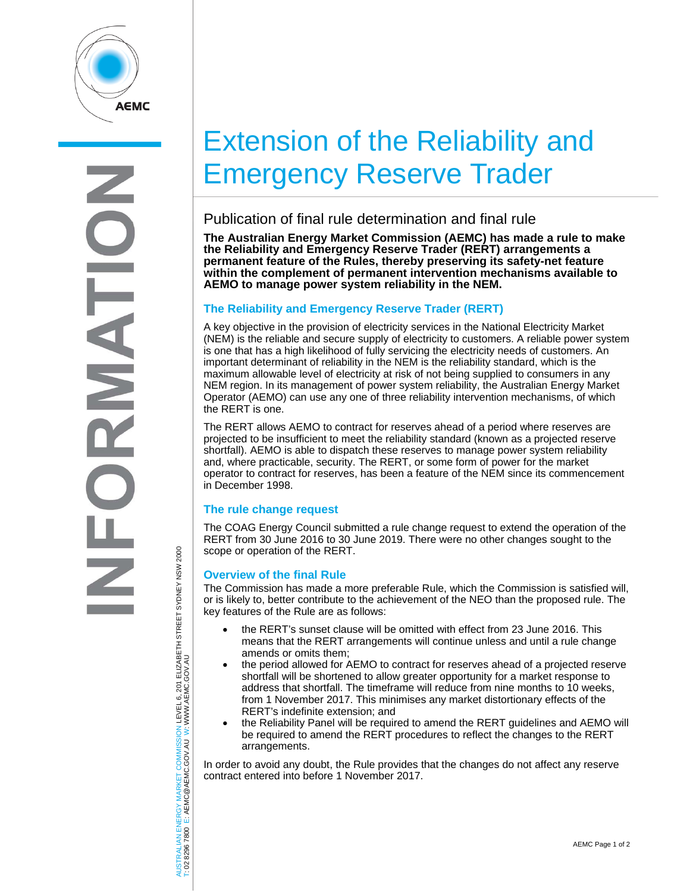# Extension of the Reliability and Emergency Reserve Trader

## Publication of final rule determination and final rule

**The Australian Energy Market Commission (AEMC) has made a rule to make the Reliability and Emergency Reserve Trader (RERT) arrangements a permanent feature of the Rules, thereby preserving its safety-net feature within the complement of permanent intervention mechanisms available to AEMO to manage power system reliability in the NEM.**

### The Reliability and Emergency Reserve Trader (RERT)

A key objective in the provision of electricity services in the National Electricity Market (NEM) is the reliable and secure supply of electricity to customers. A reliable power system is one that has a high likelihood of fully servicing the electricity needs of customers. An important determinant of reliability in the NEM is the reliability standard, which is the maximum allowable level of electricity at risk of not being supplied to consumers in any NEM region. In its management of power system reliability, the Australian Energy Market Operator (AEMO) can use any one of three reliability intervention mechanisms, of which the RERT is one.

The RERT allows AEMO to contract for reserves ahead of a period where reserves are projected to be insufficient to meet the reliability standard (known as a projected reserve shortfall). AEMO is able to dispatch these reserves to manage power system reliability and, where practicable, security. The RERT, or some form of power for the market operator to contract for reserves, has been a feature of the NEM since its commencement in December 1998.

### The rule change request

The COAG Energy Council submitted a rule change request to extend the operation of the RERT from 30 June 2016 to 30 June 2019. There were no other changes sought to the scope or operation of the RERT.

### Overview of the final Rule

The Commission has made a more preferable Rule, which the Commission is satisfied will, or is likely to, better contribute to the achievement of the NEO than the proposed rule. The key features of the Rule are as follows:

- the RERT's sunset clause will be omitted with effect from 23 June 2016. This means that the RERT arrangements will continue unless and until a rule change amends or omits them;
- the period allowed for AEMO to contract for reserves ahead of a projected reserve shortfall will be shortened to allow greater opportunity for a market response to address that shortfall. The timeframe will reduce from nine months to 10 weeks, from 1 November 2017. This minimises any market distortionary effects of the RERT's indefinite extension; and
- the Reliability Panel will be required to amend the RERT guidelines and AEMO will be required to amend the RERT procedures to reflect the changes to the RERT arrangements.

In order to avoid any doubt, the Rule provides that the changes do not affect any reserve contract entered into before 1 November 2017.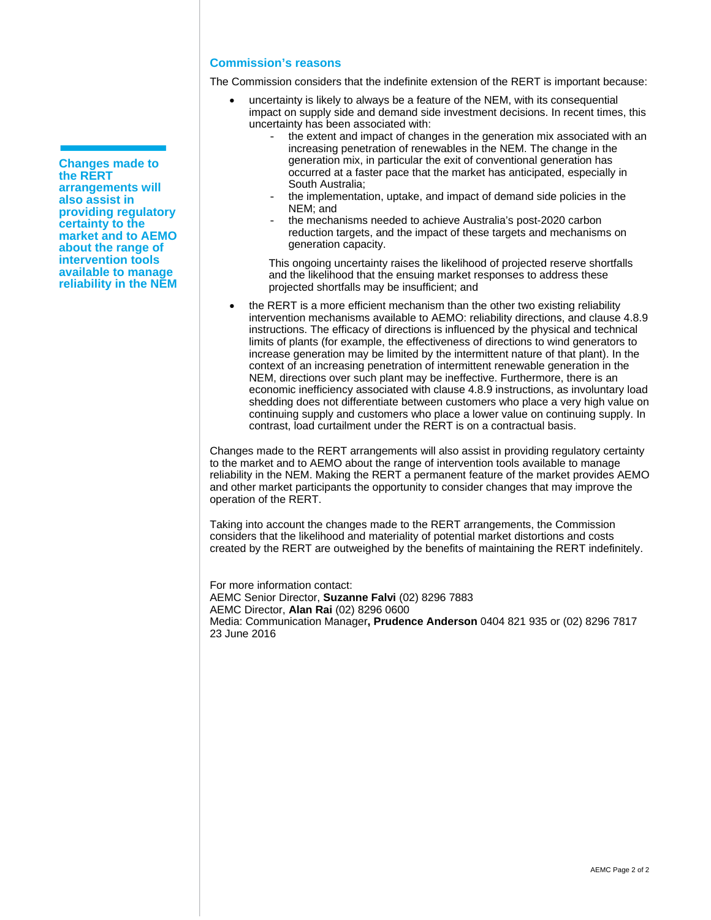**Changes made to the RERT arrangements will also assist in providing regulatory certainty to the market and to AEMO about the range of intervention tools available to manage reliability in the NEM**

## Commission's reasons

The Commission considers that the indefinite extension of the RERT is important because:

- uncertainty is likely to always be a feature of the NEM, with its consequential impact on supply side and demand side investment decisions. In recent times, this uncertainty has been associated with:
  - the extent and impact of changes in the generation mix associated with an increasing penetration of renewables in the NEM. The change in the generation mix, in particular the exit of conventional generation has occurred at a faster pace that the market has anticipated, especially in South Australia;
  - the implementation, uptake, and impact of demand side policies in the NEM; and
  - the mechanisms needed to achieve Australia's post-2020 carbon reduction targets, and the impact of these targets and mechanisms on generation capacity.

  This ongoing uncertainty raises the likelihood of projected reserve shortfalls and the likelihood that the ensuing market responses to address these projected shortfalls may be insufficient; and

- the RERT is a more efficient mechanism than the other two existing reliability intervention mechanisms available to AEMO: reliability directions, and clause 4.8.9 instructions. The efficacy of directions is influenced by the physical and technical limits of plants (for example, the effectiveness of directions to wind generators to increase generation may be limited by the intermittent nature of that plant). In the context of an increasing penetration of intermittent renewable generation in the NEM, directions over such plant may be ineffective. Furthermore, there is an economic inefficiency associated with clause 4.8.9 instructions, as involuntary load shedding does not differentiate between customers who place a very high value on continuing supply and customers who place a lower value on continuing supply. In contrast, load curtailment under the RERT is on a contractual basis.

Changes made to the RERT arrangements will also assist in providing regulatory certainty to the market and to AEMO about the range of intervention tools available to manage reliability in the NEM. Making the RERT a permanent feature of the market provides AEMO and other market participants the opportunity to consider changes that may improve the operation of the RERT.

Taking into account the changes made to the RERT arrangements, the Commission considers that the likelihood and materiality of potential market distortions and costs created by the RERT are outweighed by the benefits of maintaining the RERT indefinitely.

For more information contact:
AEMC Senior Director, **Suzanne Falvi** (02) 8296 7883
AEMC Director, **Alan Rai** (02) 8296 0600
Media: Communication Manager**, Prudence Anderson** 0404 821 935 or (02) 8296 7817
23 June 2016